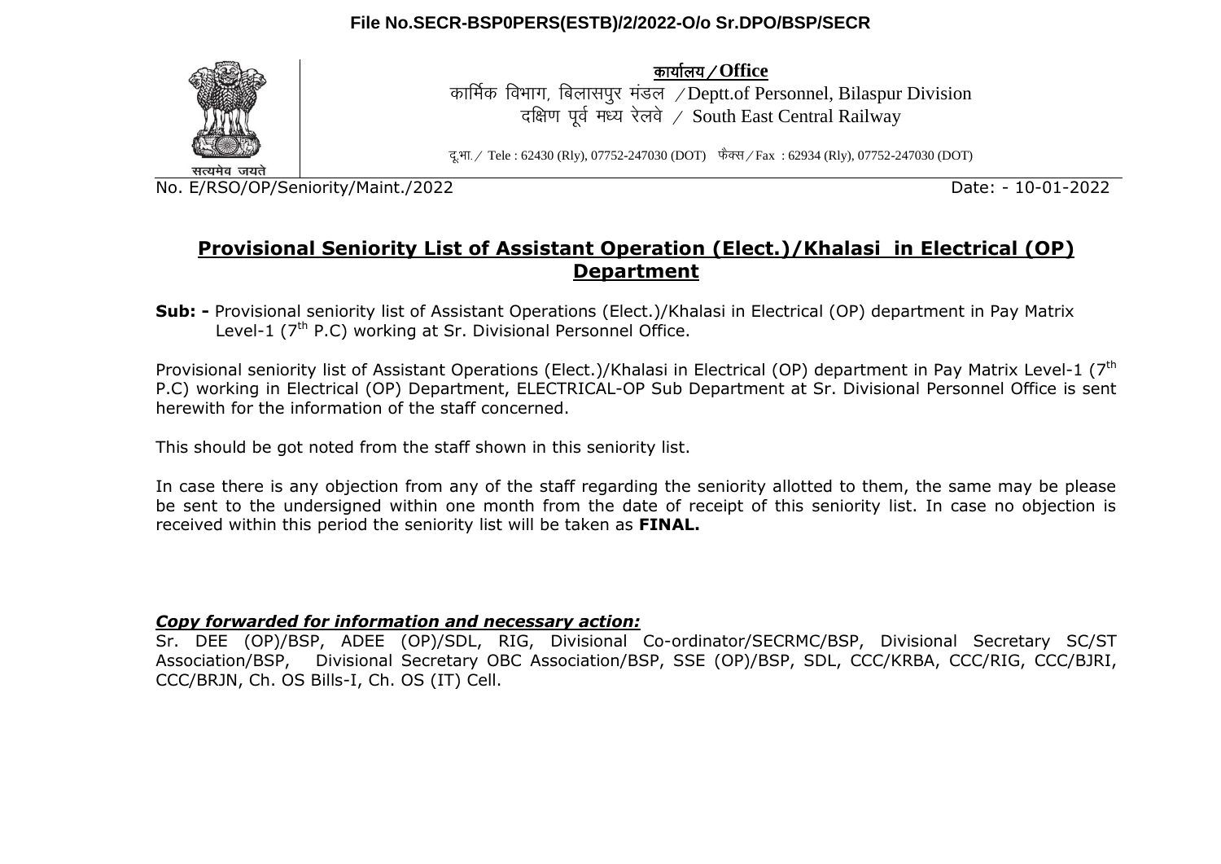File No.SECR-BSP0PERS(ESTB)/2/2022-O/o Sr.DPO/BSP/SECR

सत्यमेव जयते

**कार्यालय / Office**

कार्मिक विभाग, बिलासपुर मंडल / Deptt.of Personnel, Bilaspur Division

दक्षिण पूर्व मध्य रेलवे / South East Central Railway

दू.भा. / Tele : 62430 (Rly), 07752-247030 (DOT) फैक्स / Fax : 62934 (Rly), 07752-247030 (DOT)

No. E/RSO/OP/Seniority/Maint./2022 Date: - 10-01-2022

## Provisional Seniority List of Assistant Operation (Elect.)/Khalasi in Electrical (OP) Department

**Sub: -** Provisional seniority list of Assistant Operations (Elect.)/Khalasi in Electrical (OP) department in Pay Matrix Level-1 (7th P.C) working at Sr. Divisional Personnel Office.

Provisional seniority list of Assistant Operations (Elect.)/Khalasi in Electrical (OP) department in Pay Matrix Level-1 (7th P.C) working in Electrical (OP) Department, ELECTRICAL-OP Sub Department at Sr. Divisional Personnel Office is sent herewith for the information of the staff concerned.

This should be got noted from the staff shown in this seniority list.

In case there is any objection from any of the staff regarding the seniority allotted to them, the same may be please be sent to the undersigned within one month from the date of receipt of this seniority list. In case no objection is received within this period the seniority list will be taken as **FINAL.**

***Copy forwarded for information and necessary action:***

Sr. DEE (OP)/BSP, ADEE (OP)/SDL, RIG, Divisional Co-ordinator/SECRMC/BSP, Divisional Secretary SC/ST Association/BSP, Divisional Secretary OBC Association/BSP, SSE (OP)/BSP, SDL, CCC/KRBA, CCC/RIG, CCC/BJRI, CCC/BRJN, Ch. OS Bills-I, Ch. OS (IT) Cell.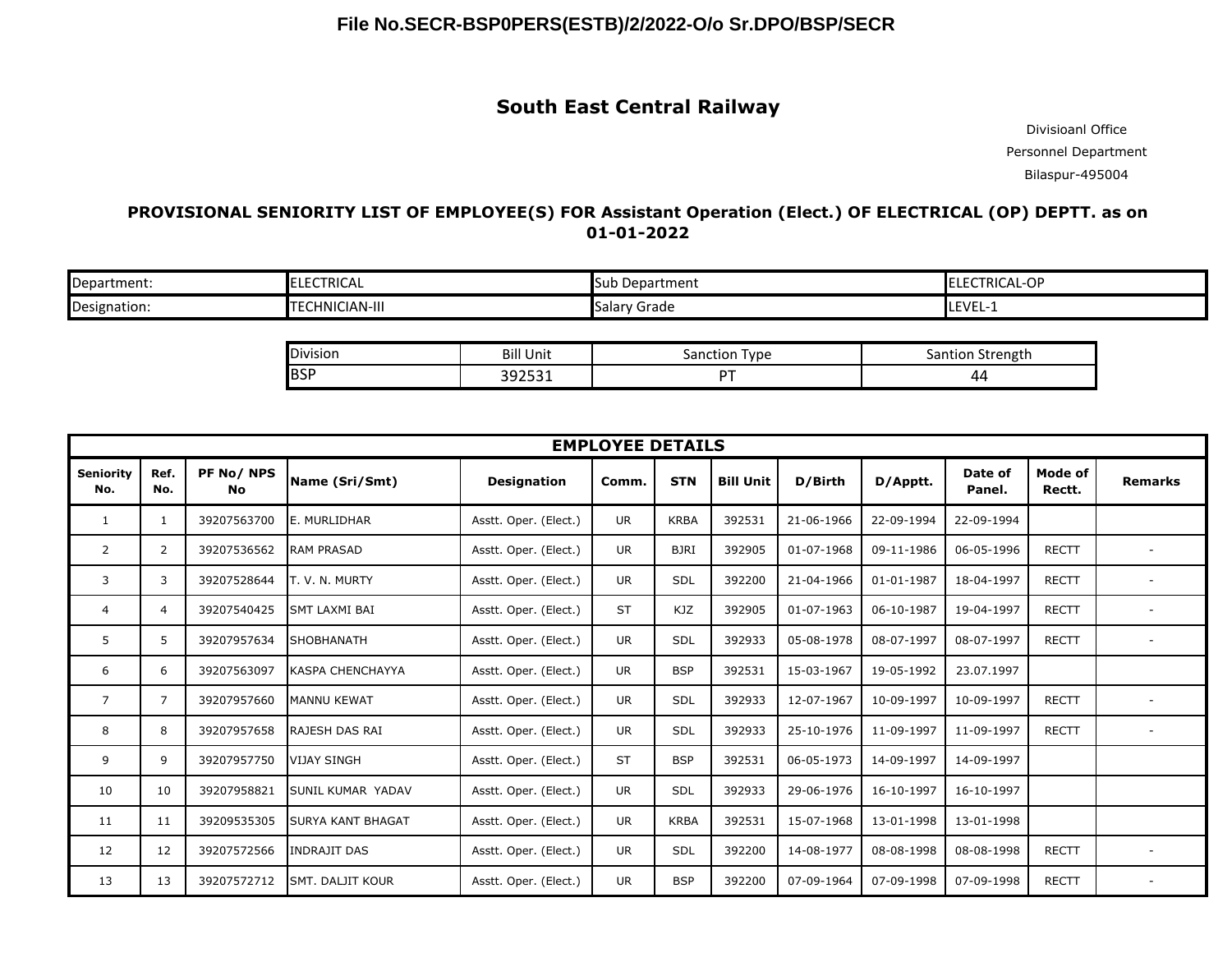**File No.SECR-BSP0PERS(ESTB)/2/2022-O/o Sr.DPO/BSP/SECR**

## South East Central Railway

Divisioanl Office
Personnel Department
Bilaspur-495004

### PROVISIONAL SENIORITY LIST OF EMPLOYEE(S) FOR Assistant Operation (Elect.) OF ELECTRICAL (OP) DEPTT. as on 01-01-2022

| Department: | ELECTRICAL | Sub Department | ELECTRICAL-OP |
|---|---|---|---|
| Designation: | TECHNICIAN-III | Salary Grade | LEVEL-1 |

| Division | Bill Unit | Sanction Type | Santion Strength |
|---|---|---|---|
| BSP | 392531 | PT | 44 |

| EMPLOYEE DETAILS | | | | | | | | | | | | |
|---|---|---|---|---|---|---|---|---|---|---|---|---|
| Seniority No. | Ref. No. | PF No/ NPS No | Name (Sri/Smt) | Designation | Comm. | STN | Bill Unit | D/Birth | D/Apptt. | Date of Panel. | Mode of Rectt. | Remarks |
| 1 | 1 | 39207563700 | E. MURLIDHAR | Asstt. Oper. (Elect.) | UR | KRBA | 392531 | 21-06-1966 | 22-09-1994 | 22-09-1994 | | |
| 2 | 2 | 39207536562 | RAM PRASAD | Asstt. Oper. (Elect.) | UR | BJRI | 392905 | 01-07-1968 | 09-11-1986 | 06-05-1996 | RECTT | - |
| 3 | 3 | 39207528644 | T. V. N. MURTY | Asstt. Oper. (Elect.) | UR | SDL | 392200 | 21-04-1966 | 01-01-1987 | 18-04-1997 | RECTT | - |
| 4 | 4 | 39207540425 | SMT LAXMI BAI | Asstt. Oper. (Elect.) | ST | KJZ | 392905 | 01-07-1963 | 06-10-1987 | 19-04-1997 | RECTT | - |
| 5 | 5 | 39207957634 | SHOBHANATH | Asstt. Oper. (Elect.) | UR | SDL | 392933 | 05-08-1978 | 08-07-1997 | 08-07-1997 | RECTT | - |
| 6 | 6 | 39207563097 | KASPA CHENCHAYYA | Asstt. Oper. (Elect.) | UR | BSP | 392531 | 15-03-1967 | 19-05-1992 | 23.07.1997 | | |
| 7 | 7 | 39207957660 | MANNU KEWAT | Asstt. Oper. (Elect.) | UR | SDL | 392933 | 12-07-1967 | 10-09-1997 | 10-09-1997 | RECTT | - |
| 8 | 8 | 39207957658 | RAJESH DAS RAI | Asstt. Oper. (Elect.) | UR | SDL | 392933 | 25-10-1976 | 11-09-1997 | 11-09-1997 | RECTT | - |
| 9 | 9 | 39207957750 | VIJAY SINGH | Asstt. Oper. (Elect.) | ST | BSP | 392531 | 06-05-1973 | 14-09-1997 | 14-09-1997 | | |
| 10 | 10 | 39207958821 | SUNIL KUMAR YADAV | Asstt. Oper. (Elect.) | UR | SDL | 392933 | 29-06-1976 | 16-10-1997 | 16-10-1997 | | |
| 11 | 11 | 39209535305 | SURYA KANT BHAGAT | Asstt. Oper. (Elect.) | UR | KRBA | 392531 | 15-07-1968 | 13-01-1998 | 13-01-1998 | | |
| 12 | 12 | 39207572566 | INDRAJIT DAS | Asstt. Oper. (Elect.) | UR | SDL | 392200 | 14-08-1977 | 08-08-1998 | 08-08-1998 | RECTT | - |
| 13 | 13 | 39207572712 | SMT. DALJIT KOUR | Asstt. Oper. (Elect.) | UR | BSP | 392200 | 07-09-1964 | 07-09-1998 | 07-09-1998 | RECTT | - |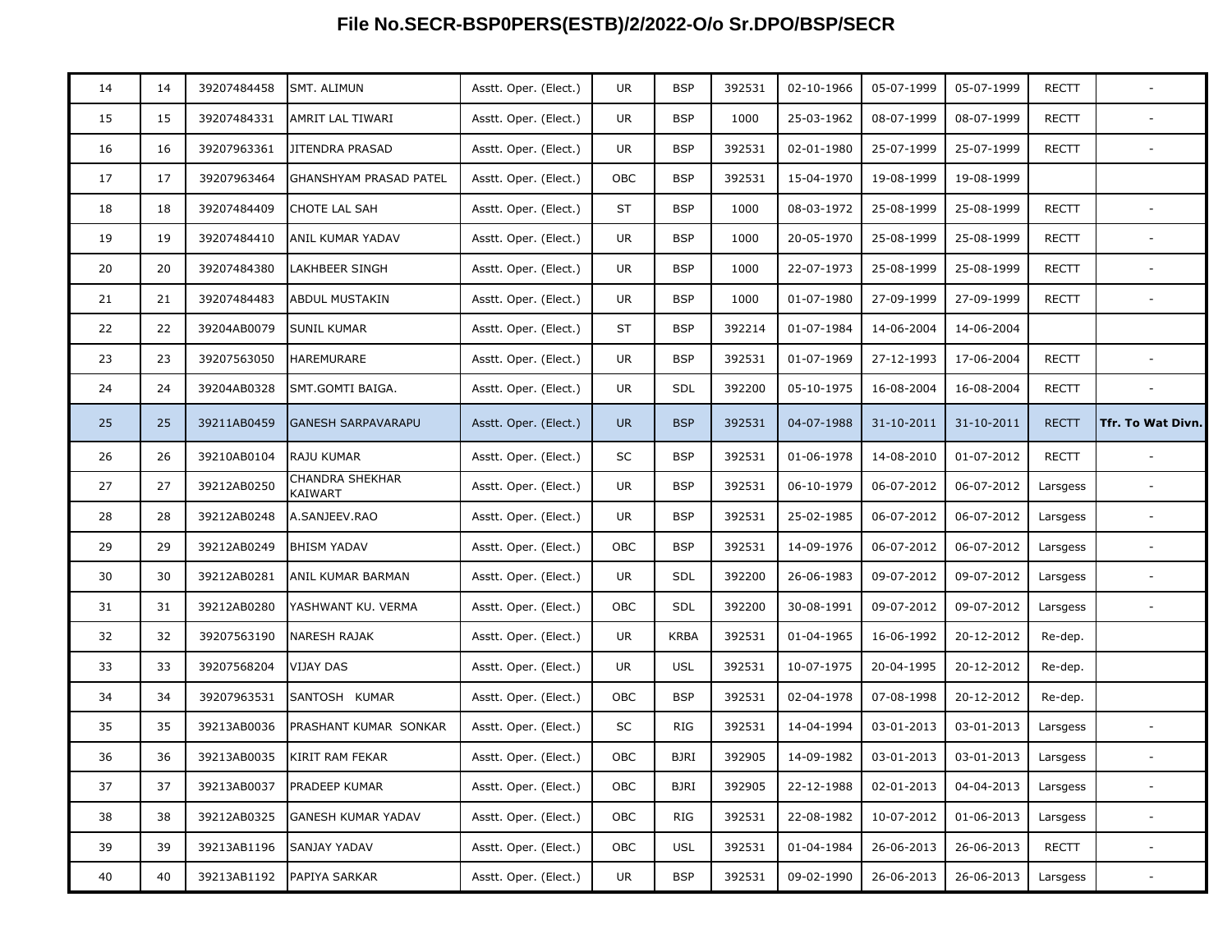# File No.SECR-BSP0PERS(ESTB)/2/2022-O/o Sr.DPO/BSP/SECR

| | | | | | | | | | | | | |
|---|---|---|---|---|---|---|---|---|---|---|---|---|
| 14 | 14 | 39207484458 | SMT. ALIMUN | Asstt. Oper. (Elect.) | UR | BSP | 392531 | 02-10-1966 | 05-07-1999 | 05-07-1999 | RECTT | - |
| 15 | 15 | 39207484331 | AMRIT LAL TIWARI | Asstt. Oper. (Elect.) | UR | BSP | 1000 | 25-03-1962 | 08-07-1999 | 08-07-1999 | RECTT | - |
| 16 | 16 | 39207963361 | JITENDRA PRASAD | Asstt. Oper. (Elect.) | UR | BSP | 392531 | 02-01-1980 | 25-07-1999 | 25-07-1999 | RECTT | - |
| 17 | 17 | 39207963464 | GHANSHYAM PRASAD PATEL | Asstt. Oper. (Elect.) | OBC | BSP | 392531 | 15-04-1970 | 19-08-1999 | 19-08-1999 | | |
| 18 | 18 | 39207484409 | CHOTE LAL SAH | Asstt. Oper. (Elect.) | ST | BSP | 1000 | 08-03-1972 | 25-08-1999 | 25-08-1999 | RECTT | - |
| 19 | 19 | 39207484410 | ANIL KUMAR YADAV | Asstt. Oper. (Elect.) | UR | BSP | 1000 | 20-05-1970 | 25-08-1999 | 25-08-1999 | RECTT | - |
| 20 | 20 | 39207484380 | LAKHBEER SINGH | Asstt. Oper. (Elect.) | UR | BSP | 1000 | 22-07-1973 | 25-08-1999 | 25-08-1999 | RECTT | - |
| 21 | 21 | 39207484483 | ABDUL MUSTAKIN | Asstt. Oper. (Elect.) | UR | BSP | 1000 | 01-07-1980 | 27-09-1999 | 27-09-1999 | RECTT | - |
| 22 | 22 | 39204AB0079 | SUNIL KUMAR | Asstt. Oper. (Elect.) | ST | BSP | 392214 | 01-07-1984 | 14-06-2004 | 14-06-2004 | | |
| 23 | 23 | 39207563050 | HAREMURARE | Asstt. Oper. (Elect.) | UR | BSP | 392531 | 01-07-1969 | 27-12-1993 | 17-06-2004 | RECTT | - |
| 24 | 24 | 39204AB0328 | SMT.GOMTI BAIGA. | Asstt. Oper. (Elect.) | UR | SDL | 392200 | 05-10-1975 | 16-08-2004 | 16-08-2004 | RECTT | - |
| 25 | 25 | 39211AB0459 | GANESH SARPAVARAPU | Asstt. Oper. (Elect.) | UR | BSP | 392531 | 04-07-1988 | 31-10-2011 | 31-10-2011 | RECTT | **Tfr. To Wat Divn.** |
| 26 | 26 | 39210AB0104 | RAJU KUMAR | Asstt. Oper. (Elect.) | SC | BSP | 392531 | 01-06-1978 | 14-08-2010 | 01-07-2012 | RECTT | - |
| 27 | 27 | 39212AB0250 | CHANDRA SHEKHAR KAIWART | Asstt. Oper. (Elect.) | UR | BSP | 392531 | 06-10-1979 | 06-07-2012 | 06-07-2012 | Larsgess | - |
| 28 | 28 | 39212AB0248 | A.SANJEEV.RAO | Asstt. Oper. (Elect.) | UR | BSP | 392531 | 25-02-1985 | 06-07-2012 | 06-07-2012 | Larsgess | - |
| 29 | 29 | 39212AB0249 | BHISM YADAV | Asstt. Oper. (Elect.) | OBC | BSP | 392531 | 14-09-1976 | 06-07-2012 | 06-07-2012 | Larsgess | - |
| 30 | 30 | 39212AB0281 | ANIL KUMAR BARMAN | Asstt. Oper. (Elect.) | UR | SDL | 392200 | 26-06-1983 | 09-07-2012 | 09-07-2012 | Larsgess | - |
| 31 | 31 | 39212AB0280 | YASHWANT KU. VERMA | Asstt. Oper. (Elect.) | OBC | SDL | 392200 | 30-08-1991 | 09-07-2012 | 09-07-2012 | Larsgess | - |
| 32 | 32 | 39207563190 | NARESH RAJAK | Asstt. Oper. (Elect.) | UR | KRBA | 392531 | 01-04-1965 | 16-06-1992 | 20-12-2012 | Re-dep. | |
| 33 | 33 | 39207568204 | VIJAY DAS | Asstt. Oper. (Elect.) | UR | USL | 392531 | 10-07-1975 | 20-04-1995 | 20-12-2012 | Re-dep. | |
| 34 | 34 | 39207963531 | SANTOSH KUMAR | Asstt. Oper. (Elect.) | OBC | BSP | 392531 | 02-04-1978 | 07-08-1998 | 20-12-2012 | Re-dep. | |
| 35 | 35 | 39213AB0036 | PRASHANT KUMAR SONKAR | Asstt. Oper. (Elect.) | SC | RIG | 392531 | 14-04-1994 | 03-01-2013 | 03-01-2013 | Larsgess | - |
| 36 | 36 | 39213AB0035 | KIRIT RAM FEKAR | Asstt. Oper. (Elect.) | OBC | BJRI | 392905 | 14-09-1982 | 03-01-2013 | 03-01-2013 | Larsgess | - |
| 37 | 37 | 39213AB0037 | PRADEEP KUMAR | Asstt. Oper. (Elect.) | OBC | BJRI | 392905 | 22-12-1988 | 02-01-2013 | 04-04-2013 | Larsgess | - |
| 38 | 38 | 39212AB0325 | GANESH KUMAR YADAV | Asstt. Oper. (Elect.) | OBC | RIG | 392531 | 22-08-1982 | 10-07-2012 | 01-06-2013 | Larsgess | - |
| 39 | 39 | 39213AB1196 | SANJAY YADAV | Asstt. Oper. (Elect.) | OBC | USL | 392531 | 01-04-1984 | 26-06-2013 | 26-06-2013 | RECTT | - |
| 40 | 40 | 39213AB1192 | PAPIYA SARKAR | Asstt. Oper. (Elect.) | UR | BSP | 392531 | 09-02-1990 | 26-06-2013 | 26-06-2013 | Larsgess | - |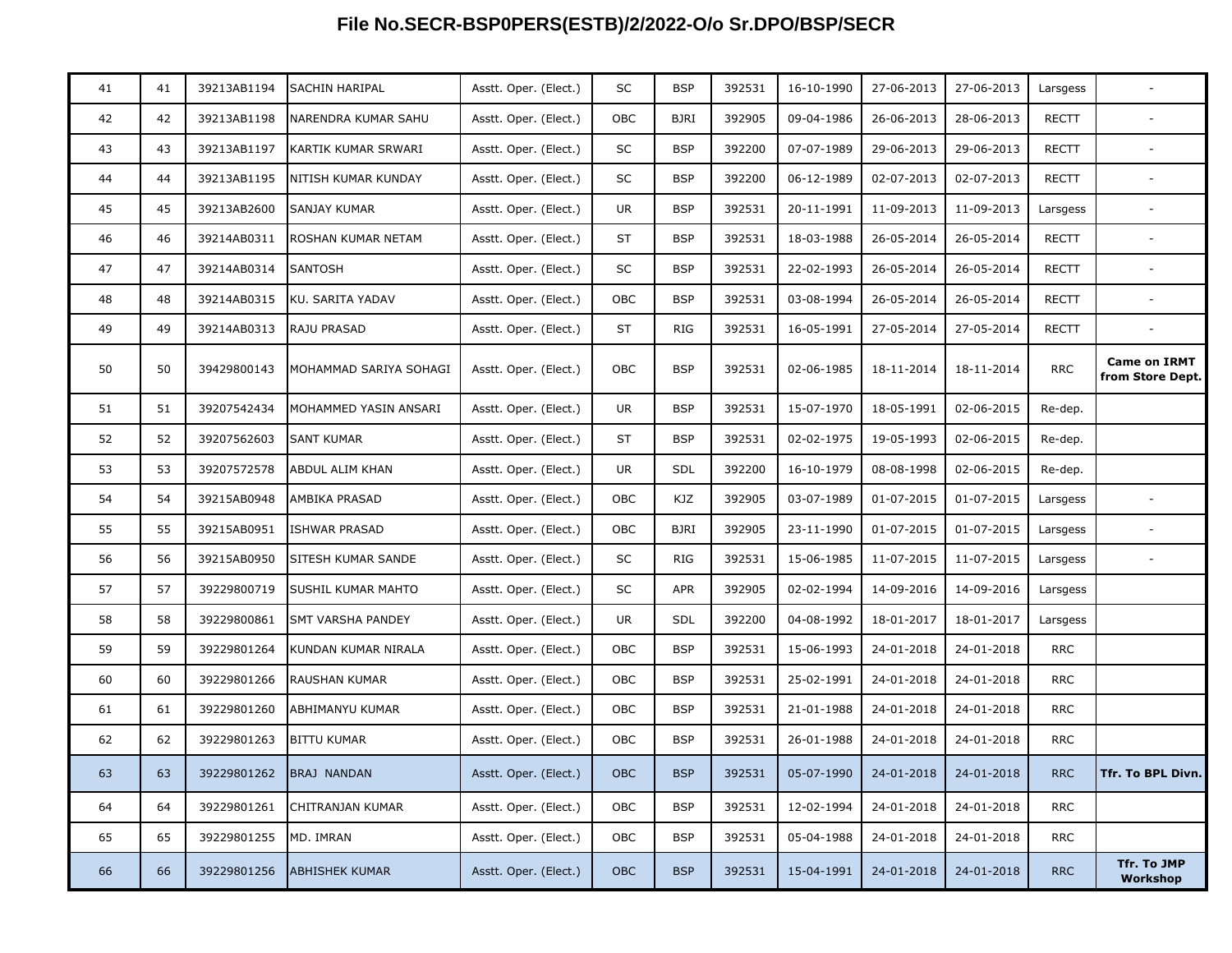# File No.SECR-BSP0PERS(ESTB)/2/2022-O/o Sr.DPO/BSP/SECR

| | | | | | | | | | | | | |
|---|---|---|---|---|---|---|---|---|---|---|---|---|
| 41 | 41 | 39213AB1194 | SACHIN HARIPAL | Asstt. Oper. (Elect.) | SC | BSP | 392531 | 16-10-1990 | 27-06-2013 | 27-06-2013 | Larsgess | - |
| 42 | 42 | 39213AB1198 | NARENDRA KUMAR SAHU | Asstt. Oper. (Elect.) | OBC | BJRI | 392905 | 09-04-1986 | 26-06-2013 | 28-06-2013 | RECTT | - |
| 43 | 43 | 39213AB1197 | KARTIK KUMAR SRWARI | Asstt. Oper. (Elect.) | SC | BSP | 392200 | 07-07-1989 | 29-06-2013 | 29-06-2013 | RECTT | - |
| 44 | 44 | 39213AB1195 | NITISH KUMAR KUNDAY | Asstt. Oper. (Elect.) | SC | BSP | 392200 | 06-12-1989 | 02-07-2013 | 02-07-2013 | RECTT | - |
| 45 | 45 | 39213AB2600 | SANJAY KUMAR | Asstt. Oper. (Elect.) | UR | BSP | 392531 | 20-11-1991 | 11-09-2013 | 11-09-2013 | Larsgess | - |
| 46 | 46 | 39214AB0311 | ROSHAN KUMAR NETAM | Asstt. Oper. (Elect.) | ST | BSP | 392531 | 18-03-1988 | 26-05-2014 | 26-05-2014 | RECTT | - |
| 47 | 47 | 39214AB0314 | SANTOSH | Asstt. Oper. (Elect.) | SC | BSP | 392531 | 22-02-1993 | 26-05-2014 | 26-05-2014 | RECTT | - |
| 48 | 48 | 39214AB0315 | KU. SARITA YADAV | Asstt. Oper. (Elect.) | OBC | BSP | 392531 | 03-08-1994 | 26-05-2014 | 26-05-2014 | RECTT | - |
| 49 | 49 | 39214AB0313 | RAJU PRASAD | Asstt. Oper. (Elect.) | ST | RIG | 392531 | 16-05-1991 | 27-05-2014 | 27-05-2014 | RECTT | - |
| 50 | 50 | 39429800143 | MOHAMMAD SARIYA SOHAGI | Asstt. Oper. (Elect.) | OBC | BSP | 392531 | 02-06-1985 | 18-11-2014 | 18-11-2014 | RRC | **Came on IRMT from Store Dept.** |
| 51 | 51 | 39207542434 | MOHAMMED YASIN ANSARI | Asstt. Oper. (Elect.) | UR | BSP | 392531 | 15-07-1970 | 18-05-1991 | 02-06-2015 | Re-dep. | |
| 52 | 52 | 39207562603 | SANT KUMAR | Asstt. Oper. (Elect.) | ST | BSP | 392531 | 02-02-1975 | 19-05-1993 | 02-06-2015 | Re-dep. | |
| 53 | 53 | 39207572578 | ABDUL ALIM KHAN | Asstt. Oper. (Elect.) | UR | SDL | 392200 | 16-10-1979 | 08-08-1998 | 02-06-2015 | Re-dep. | |
| 54 | 54 | 39215AB0948 | AMBIKA PRASAD | Asstt. Oper. (Elect.) | OBC | KJZ | 392905 | 03-07-1989 | 01-07-2015 | 01-07-2015 | Larsgess | - |
| 55 | 55 | 39215AB0951 | ISHWAR PRASAD | Asstt. Oper. (Elect.) | OBC | BJRI | 392905 | 23-11-1990 | 01-07-2015 | 01-07-2015 | Larsgess | - |
| 56 | 56 | 39215AB0950 | SITESH KUMAR SANDE | Asstt. Oper. (Elect.) | SC | RIG | 392531 | 15-06-1985 | 11-07-2015 | 11-07-2015 | Larsgess | - |
| 57 | 57 | 39229800719 | SUSHIL KUMAR MAHTO | Asstt. Oper. (Elect.) | SC | APR | 392905 | 02-02-1994 | 14-09-2016 | 14-09-2016 | Larsgess | |
| 58 | 58 | 39229800861 | SMT VARSHA PANDEY | Asstt. Oper. (Elect.) | UR | SDL | 392200 | 04-08-1992 | 18-01-2017 | 18-01-2017 | Larsgess | |
| 59 | 59 | 39229801264 | KUNDAN KUMAR NIRALA | Asstt. Oper. (Elect.) | OBC | BSP | 392531 | 15-06-1993 | 24-01-2018 | 24-01-2018 | RRC | |
| 60 | 60 | 39229801266 | RAUSHAN KUMAR | Asstt. Oper. (Elect.) | OBC | BSP | 392531 | 25-02-1991 | 24-01-2018 | 24-01-2018 | RRC | |
| 61 | 61 | 39229801260 | ABHIMANYU KUMAR | Asstt. Oper. (Elect.) | OBC | BSP | 392531 | 21-01-1988 | 24-01-2018 | 24-01-2018 | RRC | |
| 62 | 62 | 39229801263 | BITTU KUMAR | Asstt. Oper. (Elect.) | OBC | BSP | 392531 | 26-01-1988 | 24-01-2018 | 24-01-2018 | RRC | |
| 63 | 63 | 39229801262 | BRAJ NANDAN | Asstt. Oper. (Elect.) | OBC | BSP | 392531 | 05-07-1990 | 24-01-2018 | 24-01-2018 | RRC | **Tfr. To BPL Divn.** |
| 64 | 64 | 39229801261 | CHITRANJAN KUMAR | Asstt. Oper. (Elect.) | OBC | BSP | 392531 | 12-02-1994 | 24-01-2018 | 24-01-2018 | RRC | |
| 65 | 65 | 39229801255 | MD. IMRAN | Asstt. Oper. (Elect.) | OBC | BSP | 392531 | 05-04-1988 | 24-01-2018 | 24-01-2018 | RRC | |
| 66 | 66 | 39229801256 | ABHISHEK KUMAR | Asstt. Oper. (Elect.) | OBC | BSP | 392531 | 15-04-1991 | 24-01-2018 | 24-01-2018 | RRC | **Tfr. To JMP Workshop** |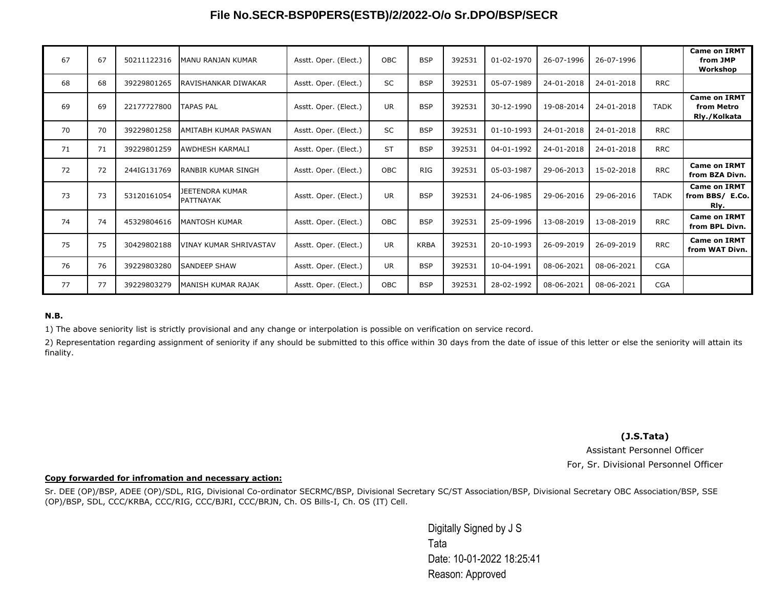# File No.SECR-BSP0PERS(ESTB)/2/2022-O/o Sr.DPO/BSP/SECR

| | | | | | | | | | | | | |
|---|---|---|---|---|---|---|---|---|---|---|---|---|
| 67 | 67 | 50211122316 | MANU RANJAN KUMAR | Asstt. Oper. (Elect.) | OBC | BSP | 392531 | 01-02-1970 | 26-07-1996 | 26-07-1996 | | **Came on IRMT from JMP Workshop** |
| 68 | 68 | 39229801265 | RAVISHANKAR DIWAKAR | Asstt. Oper. (Elect.) | SC | BSP | 392531 | 05-07-1989 | 24-01-2018 | 24-01-2018 | RRC | |
| 69 | 69 | 22177727800 | TAPAS PAL | Asstt. Oper. (Elect.) | UR | BSP | 392531 | 30-12-1990 | 19-08-2014 | 24-01-2018 | TADK | **Came on IRMT from Metro Rly./Kolkata** |
| 70 | 70 | 39229801258 | AMITABH KUMAR PASWAN | Asstt. Oper. (Elect.) | SC | BSP | 392531 | 01-10-1993 | 24-01-2018 | 24-01-2018 | RRC | |
| 71 | 71 | 39229801259 | AWDHESH KARMALI | Asstt. Oper. (Elect.) | ST | BSP | 392531 | 04-01-1992 | 24-01-2018 | 24-01-2018 | RRC | |
| 72 | 72 | 244IG131769 | RANBIR KUMAR SINGH | Asstt. Oper. (Elect.) | OBC | RIG | 392531 | 05-03-1987 | 29-06-2013 | 15-02-2018 | RRC | **Came on IRMT from BZA Divn.** |
| 73 | 73 | 53120161054 | JEETENDRA KUMAR PATTNAYAK | Asstt. Oper. (Elect.) | UR | BSP | 392531 | 24-06-1985 | 29-06-2016 | 29-06-2016 | TADK | **Came on IRMT from BBS/ E.Co. Rly.** |
| 74 | 74 | 45329804616 | MANTOSH KUMAR | Asstt. Oper. (Elect.) | OBC | BSP | 392531 | 25-09-1996 | 13-08-2019 | 13-08-2019 | RRC | **Came on IRMT from BPL Divn.** |
| 75 | 75 | 30429802188 | VINAY KUMAR SHRIVASTAV | Asstt. Oper. (Elect.) | UR | KRBA | 392531 | 20-10-1993 | 26-09-2019 | 26-09-2019 | RRC | **Came on IRMT from WAT Divn.** |
| 76 | 76 | 39229803280 | SANDEEP SHAW | Asstt. Oper. (Elect.) | UR | BSP | 392531 | 10-04-1991 | 08-06-2021 | 08-06-2021 | CGA | |
| 77 | 77 | 39229803279 | MANISH KUMAR RAJAK | Asstt. Oper. (Elect.) | OBC | BSP | 392531 | 28-02-1992 | 08-06-2021 | 08-06-2021 | CGA | |

**N.B.**

1) The above seniority list is strictly provisional and any change or interpolation is possible on verification on service record.

2) Representation regarding assignment of seniority if any should be submitted to this office within 30 days from the date of issue of this letter or else the seniority will attain its finality.

**(J.S.Tata)**
Assistant Personnel Officer
For, Sr. Divisional Personnel Officer

**Copy forwarded for infromation and necessary action:**

Sr. DEE (OP)/BSP, ADEE (OP)/SDL, RIG, Divisional Co-ordinator SECRMC/BSP, Divisional Secretary SC/ST Association/BSP, Divisional Secretary OBC Association/BSP, SSE (OP)/BSP, SDL, CCC/KRBA, CCC/RIG, CCC/BJRI, CCC/BRJN, Ch. OS Bills-I, Ch. OS (IT) Cell.

Digitally Signed by J S Tata
Date: 10-01-2022 18:25:41
Reason: Approved